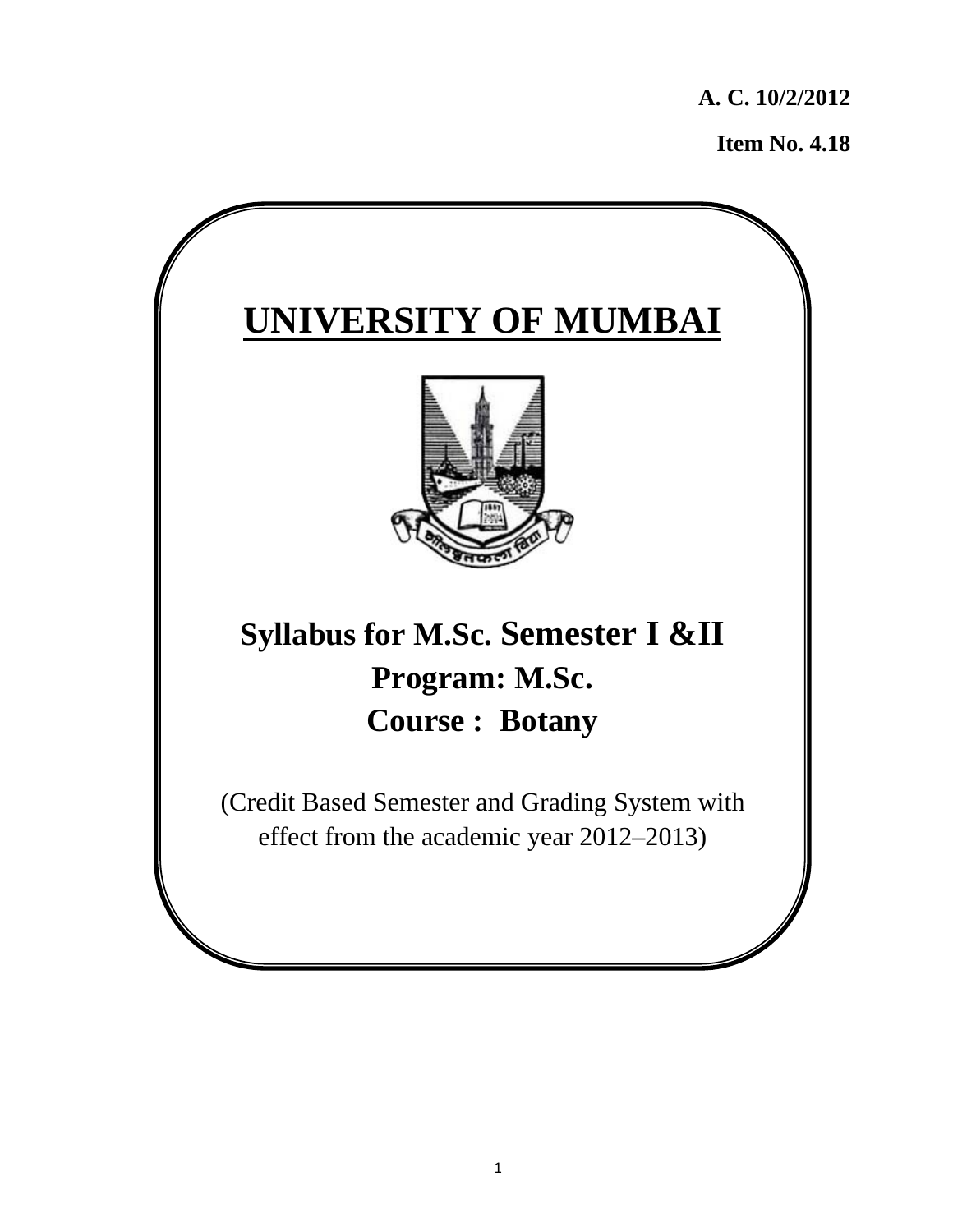**A. C. 10/2/2012**

**Item No. 4.18**

# UNIVERSITY OF MUMBAI

## Syllabus for M.Sc. Semester I &II

## Program: M.Sc.

## Course : Botany

(Credit Based Semester and Grading System with effect from the academic year 2012–2013)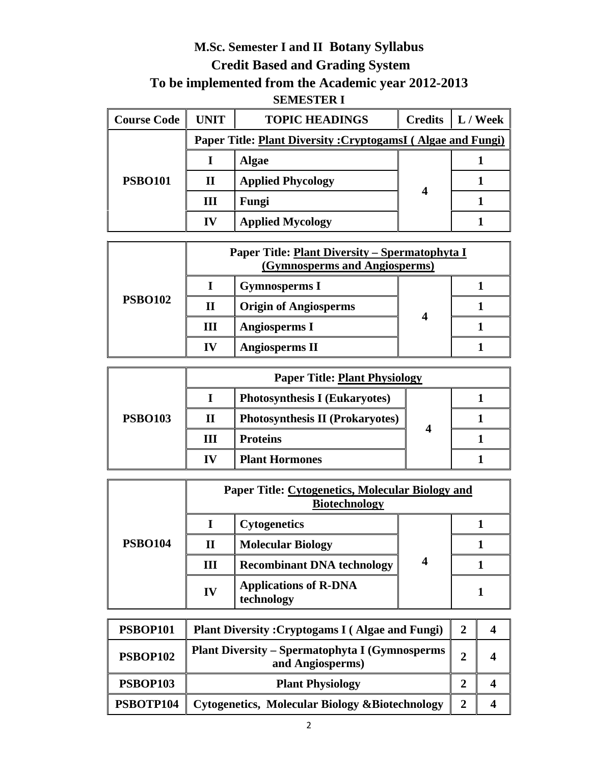# M.Sc. Semester I and II Botany Syllabus

## Credit Based and Grading System

## To be implemented from the Academic year 2012-2013

### SEMESTER I

| Course Code | UNIT | TOPIC HEADINGS | Credits | L / Week |
|---|---|---|---|---|
| PSBO101 | Paper Title: Plant Diversity :CryptogamsI ( Algae and Fungi) | | | |
| | I | Algae | 4 | 1 |
| | II | Applied Phycology | | 1 |
| | III | Fungi | | 1 |
| | IV | Applied Mycology | | 1 |
| PSBO102 | Paper Title: Plant Diversity – Spermatophyta I (Gymnosperms and Angiosperms) | | | |
| | I | Gymnosperms I | 4 | 1 |
| | II | Origin of Angiosperms | | 1 |
| | III | Angiosperms I | | 1 |
| | IV | Angiosperms II | | 1 |
| PSBO103 | Paper Title: Plant Physiology | | | |
| | I | Photosynthesis I (Eukaryotes) | 4 | 1 |
| | II | Photosynthesis II (Prokaryotes) | | 1 |
| | III | Proteins | | 1 |
| | IV | Plant Hormones | | 1 |
| PSBO104 | Paper Title: Cytogenetics, Molecular Biology and Biotechnology | | | |
| | I | Cytogenetics | 4 | 1 |
| | II | Molecular Biology | | 1 |
| | III | Recombinant DNA technology | | 1 |
| | IV | Applications of R-DNA technology | | 1 |

| Course Code | Paper Title | Credits | L / Week |
|---|---|---|---|
| PSBOP101 | Plant Diversity :Cryptogams I ( Algae and Fungi) | 2 | 4 |
| PSBOP102 | Plant Diversity – Spermatophyta I (Gymnosperms and Angiosperms) | 2 | 4 |
| PSBOP103 | Plant Physiology | 2 | 4 |
| PSBOTP104 | Cytogenetics, Molecular Biology &Biotechnology | 2 | 4 |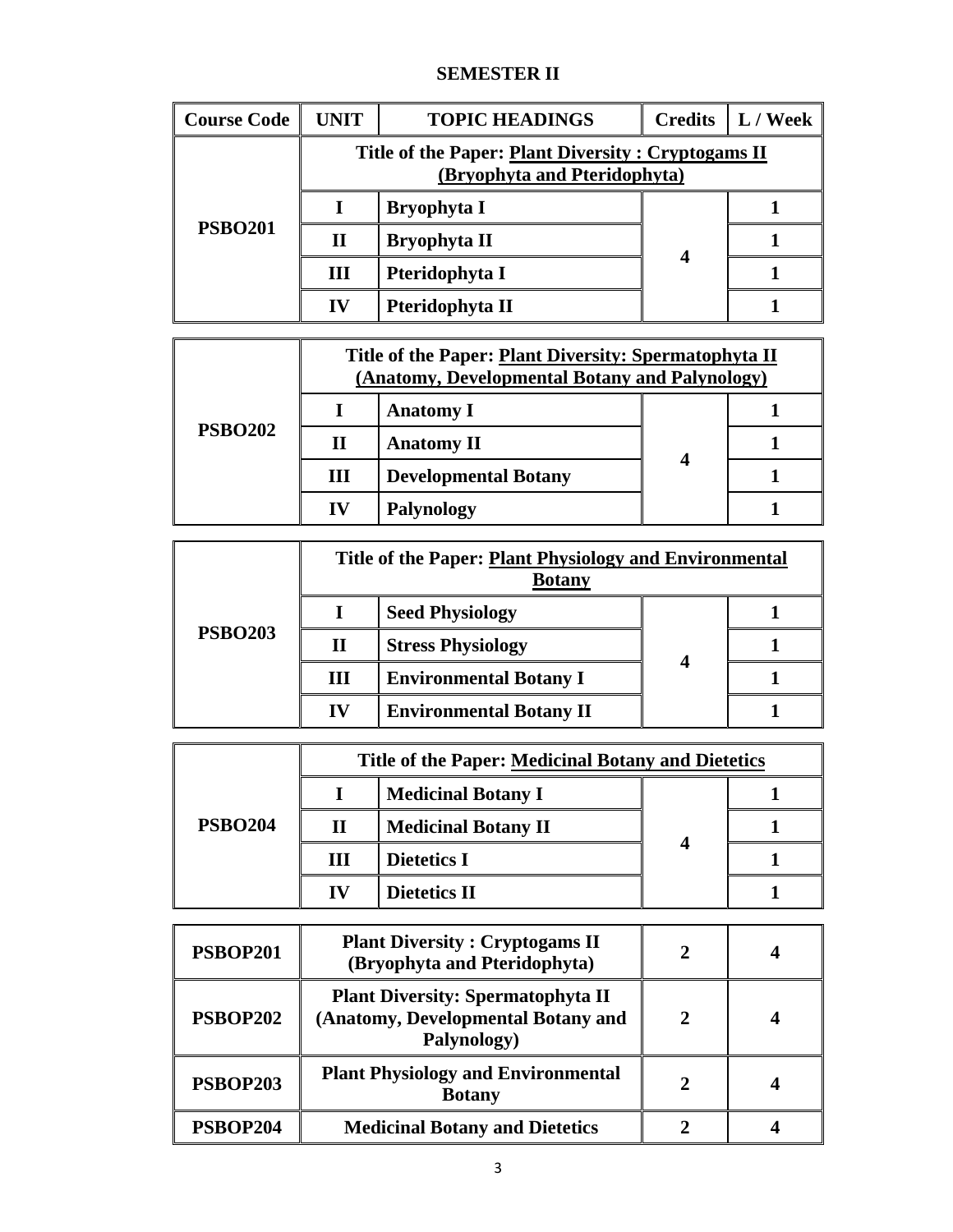## SEMESTER II

| Course Code | UNIT | TOPIC HEADINGS | Credits | L / Week |
|---|---|---|---|---|
| PSBO201 | Title of the Paper: Plant Diversity : Cryptogams II (Bryophyta and Pteridophyta) | | | |
| | I | Bryophyta I | 4 | 1 |
| | II | Bryophyta II | | 1 |
| | III | Pteridophyta I | | 1 |
| | IV | Pteridophyta II | | 1 |
| PSBO202 | Title of the Paper: Plant Diversity: Spermatophyta II (Anatomy, Developmental Botany and Palynology) | | | |
| | I | Anatomy I | 4 | 1 |
| | II | Anatomy II | | 1 |
| | III | Developmental Botany | | 1 |
| | IV | Palynology | | 1 |
| PSBO203 | Title of the Paper: Plant Physiology and Environmental Botany | | | |
| | I | Seed Physiology | 4 | 1 |
| | II | Stress Physiology | | 1 |
| | III | Environmental Botany I | | 1 |
| | IV | Environmental Botany II | | 1 |
| PSBO204 | Title of the Paper: Medicinal Botany and Dietetics | | | |
| | I | Medicinal Botany I | 4 | 1 |
| | II | Medicinal Botany II | | 1 |
| | III | Dietetics I | | 1 |
| | IV | Dietetics II | | 1 |

| Course Code | Title | Credits | L / Week |
|---|---|---|---|
| PSBOP201 | Plant Diversity : Cryptogams II (Bryophyta and Pteridophyta) | 2 | 4 |
| PSBOP202 | Plant Diversity: Spermatophyta II (Anatomy, Developmental Botany and Palynology) | 2 | 4 |
| PSBOP203 | Plant Physiology and Environmental Botany | 2 | 4 |
| PSBOP204 | Medicinal Botany and Dietetics | 2 | 4 |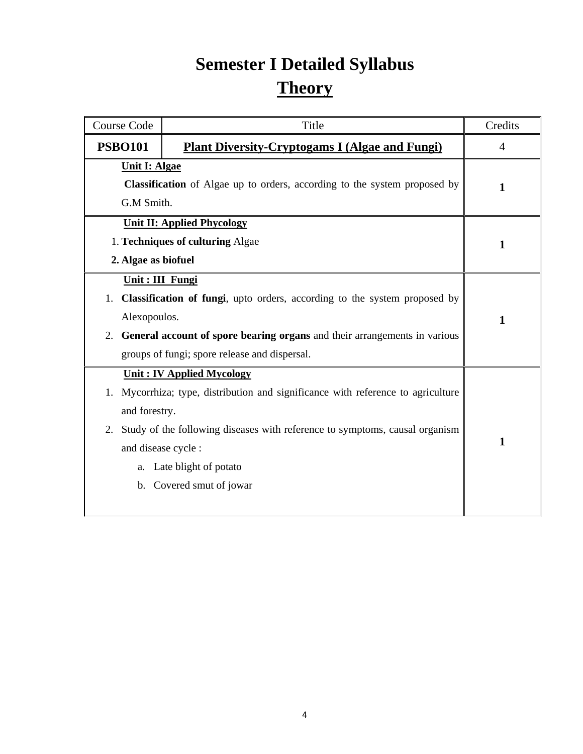# Semester I Detailed Syllabus

## Theory

| Course Code | Title | Credits |
|---|---|---|
| **PSBO101** | **Plant Diversity-Cryptogams I (Algae and Fungi)** | 4 |
| **Unit I: Algae**<br>**Classification** of Algae up to orders, according to the system proposed by G.M Smith. | | **1** |
| **Unit II: Applied Phycology**<br>1. **Techniques of culturing** Algae<br>2. **Algae as biofuel** | | **1** |
| **Unit : III Fungi**<br>1. **Classification of fungi**, upto orders, according to the system proposed by Alexopoulos.<br>2. **General account of spore bearing organs** and their arrangements in various groups of fungi; spore release and dispersal. | | **1** |
| **Unit : IV Applied Mycology**<br>1. Mycorrhiza; type, distribution and significance with reference to agriculture and forestry.<br>2. Study of the following diseases with reference to symptoms, causal organism and disease cycle :<br>a. Late blight of potato<br>b. Covered smut of jowar | | **1** |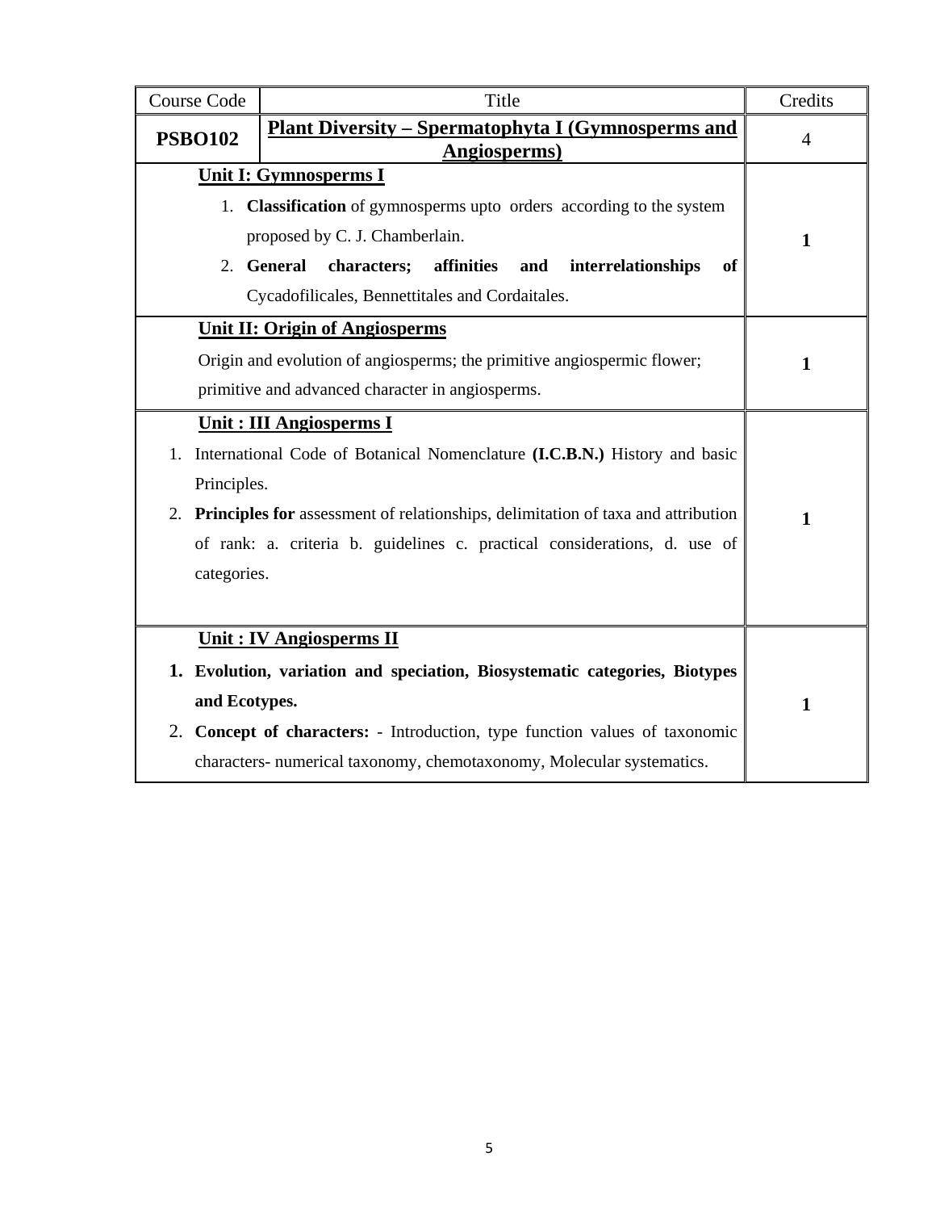| Course Code | Title | Credits |
|---|---|---|
| **PSBO102** | **Plant Diversity – Spermatophyta I (Gymnosperms and Angiosperms)** | 4 |
| **Unit I: Gymnosperms I**<br>1. **Classification** of gymnosperms upto orders according to the system proposed by C. J. Chamberlain.<br>2. **General characters; affinities and interrelationships of** Cycadofilicales, Bennettitales and Cordaitales. | | **1** |
| **Unit II: Origin of Angiosperms**<br>Origin and evolution of angiosperms; the primitive angiospermic flower; primitive and advanced character in angiosperms. | | **1** |
| **Unit : III Angiosperms I**<br>1. International Code of Botanical Nomenclature **(I.C.B.N.)** History and basic Principles.<br>2. **Principles for** assessment of relationships, delimitation of taxa and attribution of rank: a. criteria b. guidelines c. practical considerations, d. use of categories. | | **1** |
| **Unit : IV Angiosperms II**<br>1. **Evolution, variation and speciation, Biosystematic categories, Biotypes and Ecotypes.**<br>2. **Concept of characters:** - Introduction, type function values of taxonomic characters- numerical taxonomy, chemotaxonomy, Molecular systematics. | | **1** |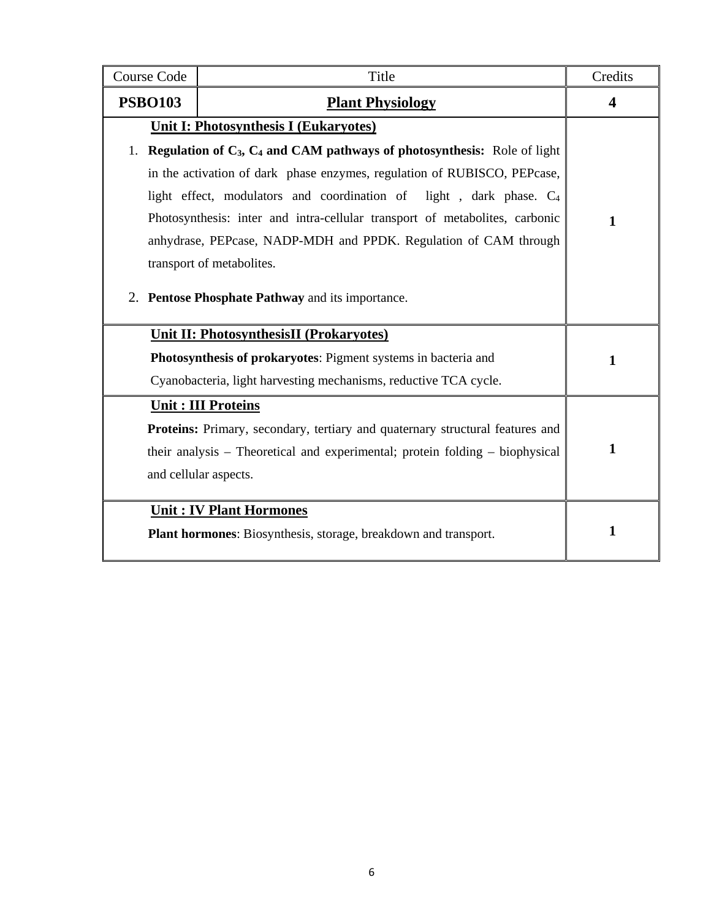| Course Code | Title | Credits |
|---|---|---|
| **PSBO103** | **Plant Physiology** | **4** |
| **Unit I: Photosynthesis I (Eukaryotes)**<br>1. **Regulation of $C_3$, $C_4$ and CAM pathways of photosynthesis:** Role of light in the activation of dark phase enzymes, regulation of RUBISCO, PEPcase, light effect, modulators and coordination of light , dark phase. $C_4$ Photosynthesis: inter and intra-cellular transport of metabolites, carbonic anhydrase, PEPcase, NADP-MDH and PPDK. Regulation of CAM through transport of metabolites.<br>2. **Pentose Phosphate Pathway** and its importance. | | **1** |
| **Unit II: PhotosynthesisII (Prokaryotes)**<br>**Photosynthesis of prokaryotes**: Pigment systems in bacteria and Cyanobacteria, light harvesting mechanisms, reductive TCA cycle. | | **1** |
| **Unit : III Proteins**<br>**Proteins:** Primary, secondary, tertiary and quaternary structural features and their analysis – Theoretical and experimental; protein folding – biophysical and cellular aspects. | | **1** |
| **Unit : IV Plant Hormones**<br>**Plant hormones**: Biosynthesis, storage, breakdown and transport. | | **1** |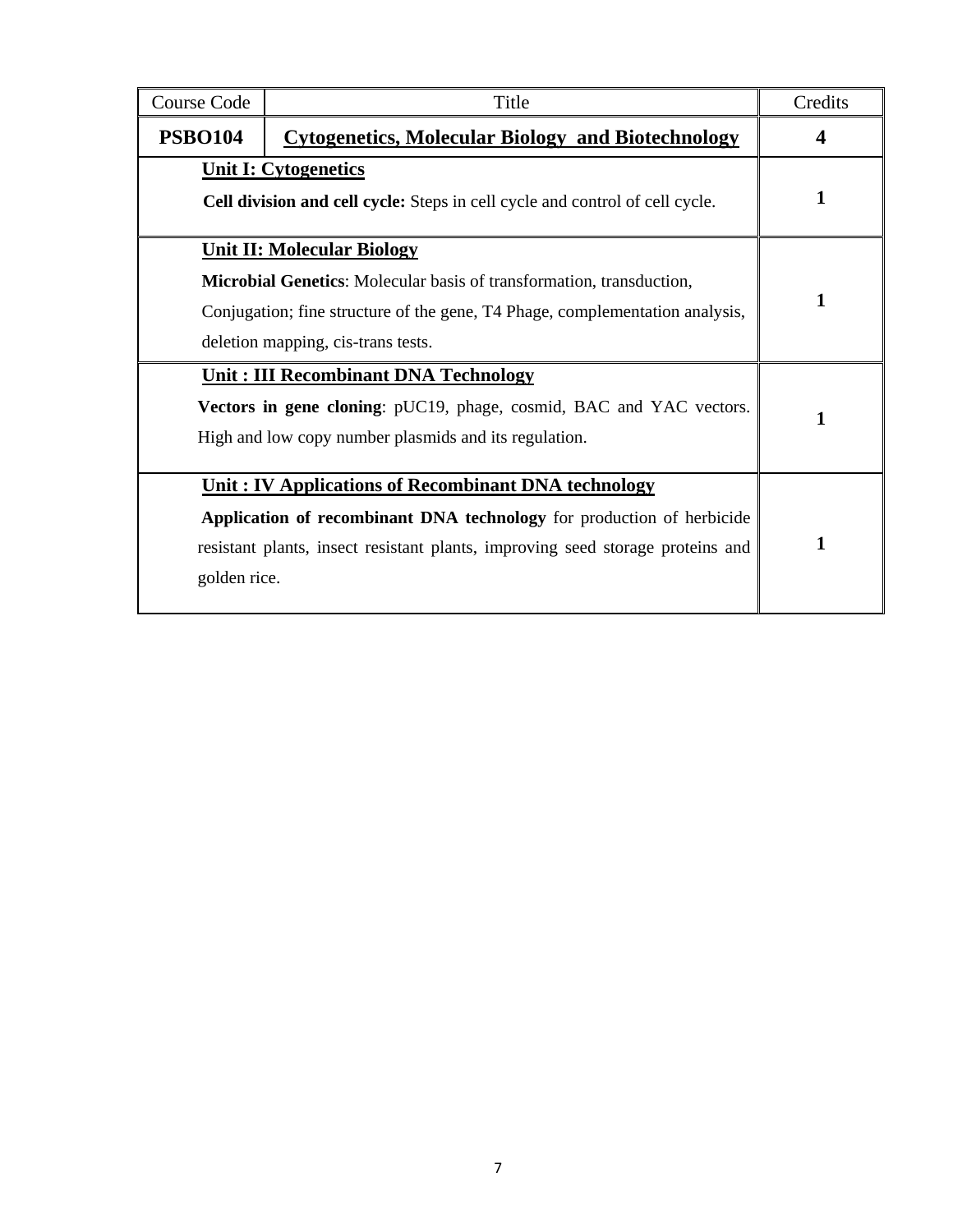| Course Code | Title | Credits |
|---|---|---|
| **PSBO104** | **<u>Cytogenetics, Molecular Biology and Biotechnology</u>** | **4** |
| **<u>Unit I: Cytogenetics</u>**<br>**Cell division and cell cycle:** Steps in cell cycle and control of cell cycle. | | **1** |
| **<u>Unit II: Molecular Biology</u>**<br>**Microbial Genetics**: Molecular basis of transformation, transduction, Conjugation; fine structure of the gene, T4 Phage, complementation analysis, deletion mapping, cis-trans tests. | | **1** |
| **<u>Unit : III Recombinant DNA Technology</u>**<br>**Vectors in gene cloning**: pUC19, phage, cosmid, BAC and YAC vectors. High and low copy number plasmids and its regulation. | | **1** |
| **<u>Unit : IV Applications of Recombinant DNA technology</u>**<br>**Application of recombinant DNA technology** for production of herbicide resistant plants, insect resistant plants, improving seed storage proteins and golden rice. | | **1** |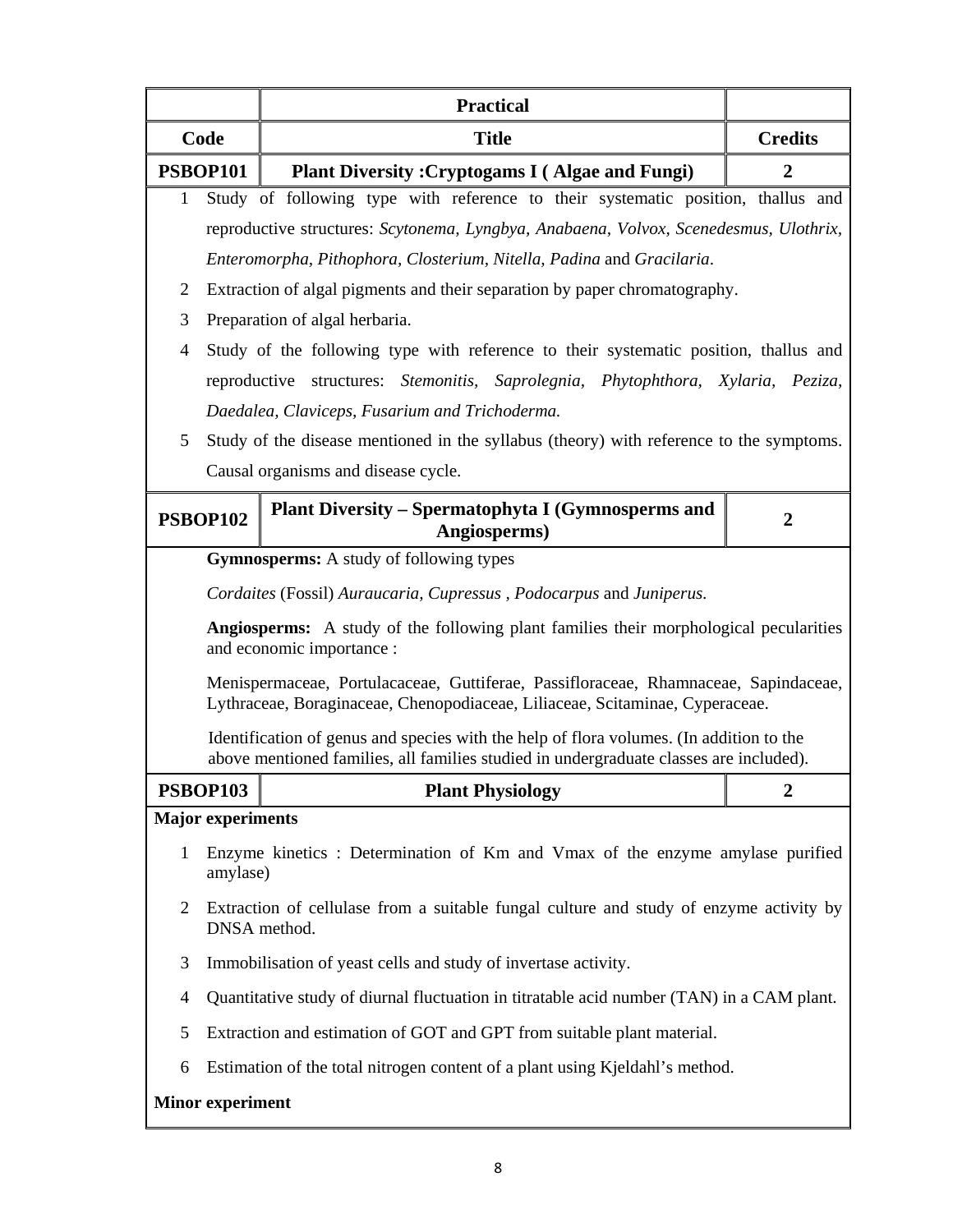| | Practical | |
|---|---|---|
| **Code** | **Title** | **Credits** |
| **PSBOP101** | **Plant Diversity :Cryptogams I ( Algae and Fungi)** | **2** |

1. Study of following type with reference to their systematic position, thallus and reproductive structures: *Scytonema, Lyngbya, Anabaena, Volvox, Scenedesmus, Ulothrix, Enteromorpha, Pithophora, Closterium, Nitella, Padina* and *Gracilaria*.
2. Extraction of algal pigments and their separation by paper chromatography.
3. Preparation of algal herbaria.
4. Study of the following type with reference to their systematic position, thallus and reproductive structures: *Stemonitis, Saprolegnia, Phytophthora, Xylaria, Peziza, Daedalea, Claviceps, Fusarium and Trichoderma.*
5. Study of the disease mentioned in the syllabus (theory) with reference to the symptoms. Causal organisms and disease cycle.

| | | |
|---|---|---|
| **PSBOP102** | **Plant Diversity – Spermatophyta I (Gymnosperms and Angiosperms)** | **2** |

**Gymnosperms:** A study of following types

*Cordaites* (Fossil) *Auraucaria, Cupressus , Podocarpus* and *Juniperus.*

**Angiosperms:** A study of the following plant families their morphological pecularities and economic importance :

Menispermaceae, Portulacaceae, Guttiferae, Passifloraceae, Rhamnaceae, Sapindaceae, Lythraceae, Boraginaceae, Chenopodiaceae, Liliaceae, Scitaminae, Cyperaceae.

Identification of genus and species with the help of flora volumes. (In addition to the above mentioned families, all families studied in undergraduate classes are included).

| | | |
|---|---|---|
| **PSBOP103** | **Plant Physiology** | **2** |

**Major experiments**

1. Enzyme kinetics : Determination of Km and Vmax of the enzyme amylase purified amylase)
2. Extraction of cellulase from a suitable fungal culture and study of enzyme activity by DNSA method.
3. Immobilisation of yeast cells and study of invertase activity.
4. Quantitative study of diurnal fluctuation in titratable acid number (TAN) in a CAM plant.
5. Extraction and estimation of GOT and GPT from suitable plant material.
6. Estimation of the total nitrogen content of a plant using Kjeldahl's method.

**Minor experiment**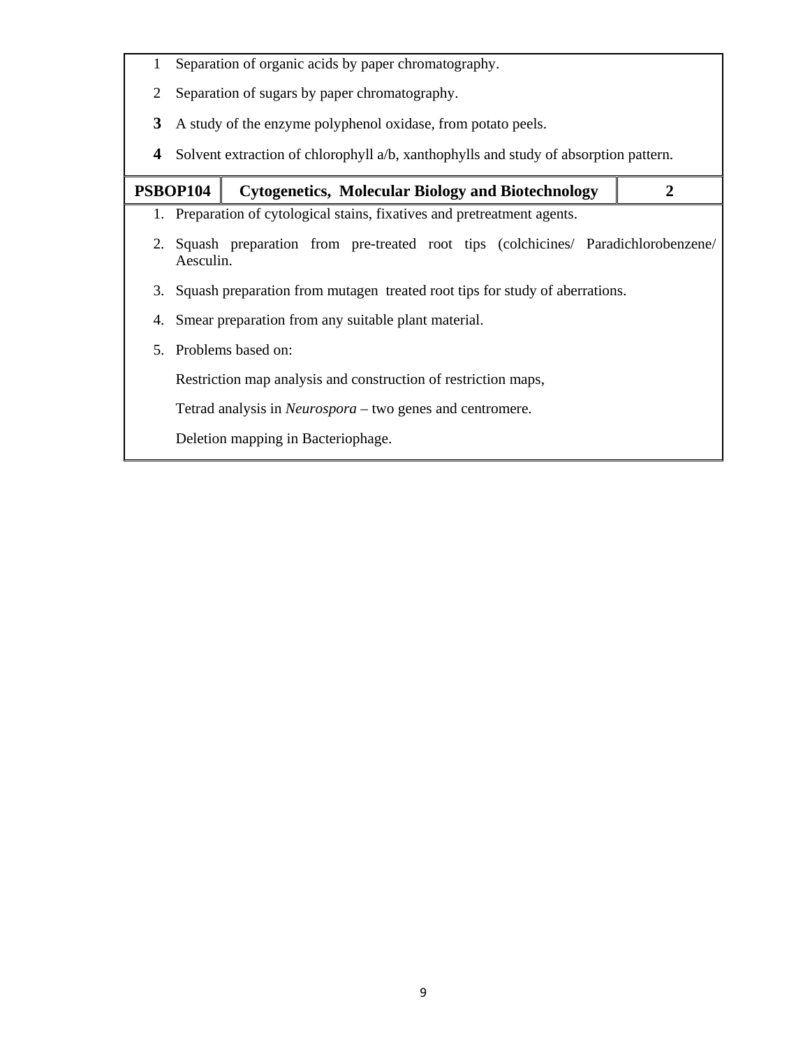1. Separation of organic acids by paper chromatography.
2. Separation of sugars by paper chromatography.
3. A study of the enzyme polyphenol oxidase, from potato peels.
4. Solvent extraction of chlorophyll a/b, xanthophylls and study of absorption pattern.

| **PSBOP104** | **Cytogenetics, Molecular Biology and Biotechnology** | **2** |
|---|---|---|

1. Preparation of cytological stains, fixatives and pretreatment agents.
2. Squash preparation from pre-treated root tips (colchicines/ Paradichlorobenzene/ Aesculin.
3. Squash preparation from mutagen treated root tips for study of aberrations.
4. Smear preparation from any suitable plant material.
5. Problems based on:

   Restriction map analysis and construction of restriction maps,

   Tetrad analysis in *Neurospora* – two genes and centromere.

   Deletion mapping in Bacteriophage.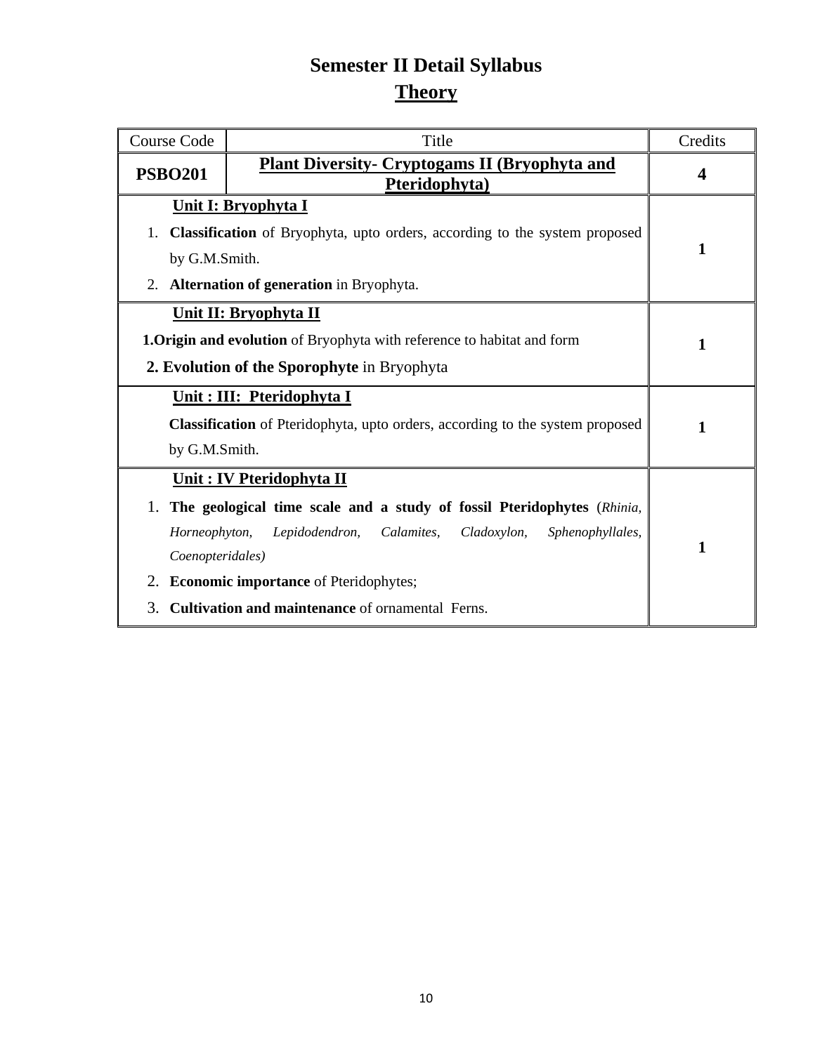# Semester II Detail Syllabus

## Theory

| Course Code | Title | Credits |
|---|---|---|
| **PSBO201** | **Plant Diversity- Cryptogams II (Bryophyta and Pteridophyta)** | **4** |
| **Unit I: Bryophyta I**<br>1. **Classification** of Bryophyta, upto orders, according to the system proposed by G.M.Smith.<br>2. **Alternation of generation** in Bryophyta. | | **1** |
| **Unit II: Bryophyta II**<br>**1.Origin and evolution** of Bryophyta with reference to habitat and form<br>**2. Evolution of the Sporophyte** in Bryophyta | | **1** |
| **Unit : III: Pteridophyta I**<br>**Classification** of Pteridophyta, upto orders, according to the system proposed by G.M.Smith. | | **1** |
| **Unit : IV Pteridophyta II**<br>1. **The geological time scale and a study of fossil Pteridophytes** (*Rhinia, Horneophyton, Lepidodendron, Calamites, Cladoxylon, Sphenophyllales, Coenopteridales)*<br>2. **Economic importance** of Pteridophytes;<br>3. **Cultivation and maintenance** of ornamental Ferns. | | **1** |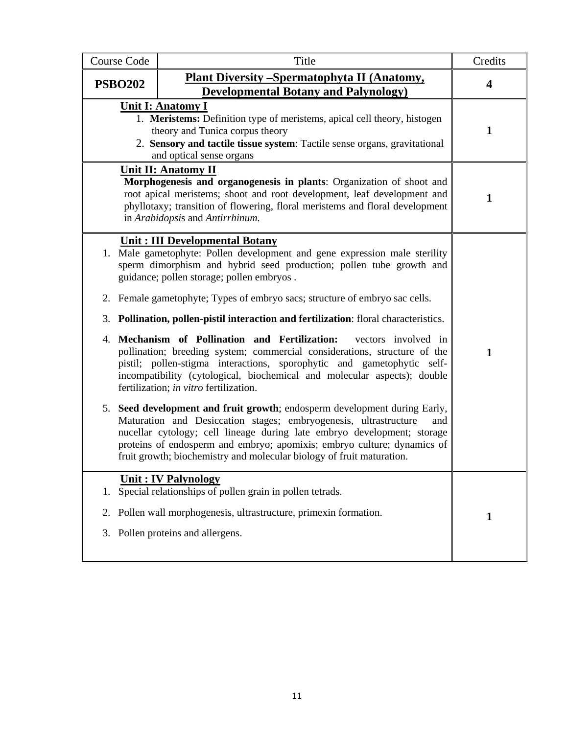| Course Code | Title | Credits |
|---|---|---|
| **PSBO202** | **Plant Diversity –Spermatophyta II (Anatomy, Developmental Botany and Palynology)** | **4** |
| **Unit I: Anatomy I**<br>1. **Meristems:** Definition type of meristems, apical cell theory, histogen theory and Tunica corpus theory<br>2. **Sensory and tactile tissue system**: Tactile sense organs, gravitational and optical sense organs | | **1** |
| **Unit II: Anatomy II**<br>**Morphogenesis and organogenesis in plants**: Organization of shoot and root apical meristems; shoot and root development, leaf development and phyllotaxy; transition of flowering, floral meristems and floral development in *Arabidopsi*s and *Antirrhinum.* | | **1** |
| **Unit : III Developmental Botany**<br>1. Male gametophyte: Pollen development and gene expression male sterility sperm dimorphism and hybrid seed production; pollen tube growth and guidance; pollen storage; pollen embryos .<br>2. Female gametophyte; Types of embryo sacs; structure of embryo sac cells.<br>3. **Pollination, pollen-pistil interaction and fertilization**: floral characteristics.<br>4. **Mechanism of Pollination and Fertilization:** vectors involved in pollination; breeding system; commercial considerations, structure of the pistil; pollen-stigma interactions, sporophytic and gametophytic self-incompatibility (cytological, biochemical and molecular aspects); double fertilization; *in vitro* fertilization.<br>5. **Seed development and fruit growth**; endosperm development during Early, Maturation and Desiccation stages; embryogenesis, ultrastructure and nucellar cytology; cell lineage during late embryo development; storage proteins of endosperm and embryo; apomixis; embryo culture; dynamics of fruit growth; biochemistry and molecular biology of fruit maturation. | | **1** |
| **Unit : IV Palynology**<br>1. Special relationships of pollen grain in pollen tetrads.<br>2. Pollen wall morphogenesis, ultrastructure, primexin formation.<br>3. Pollen proteins and allergens. | | **1** |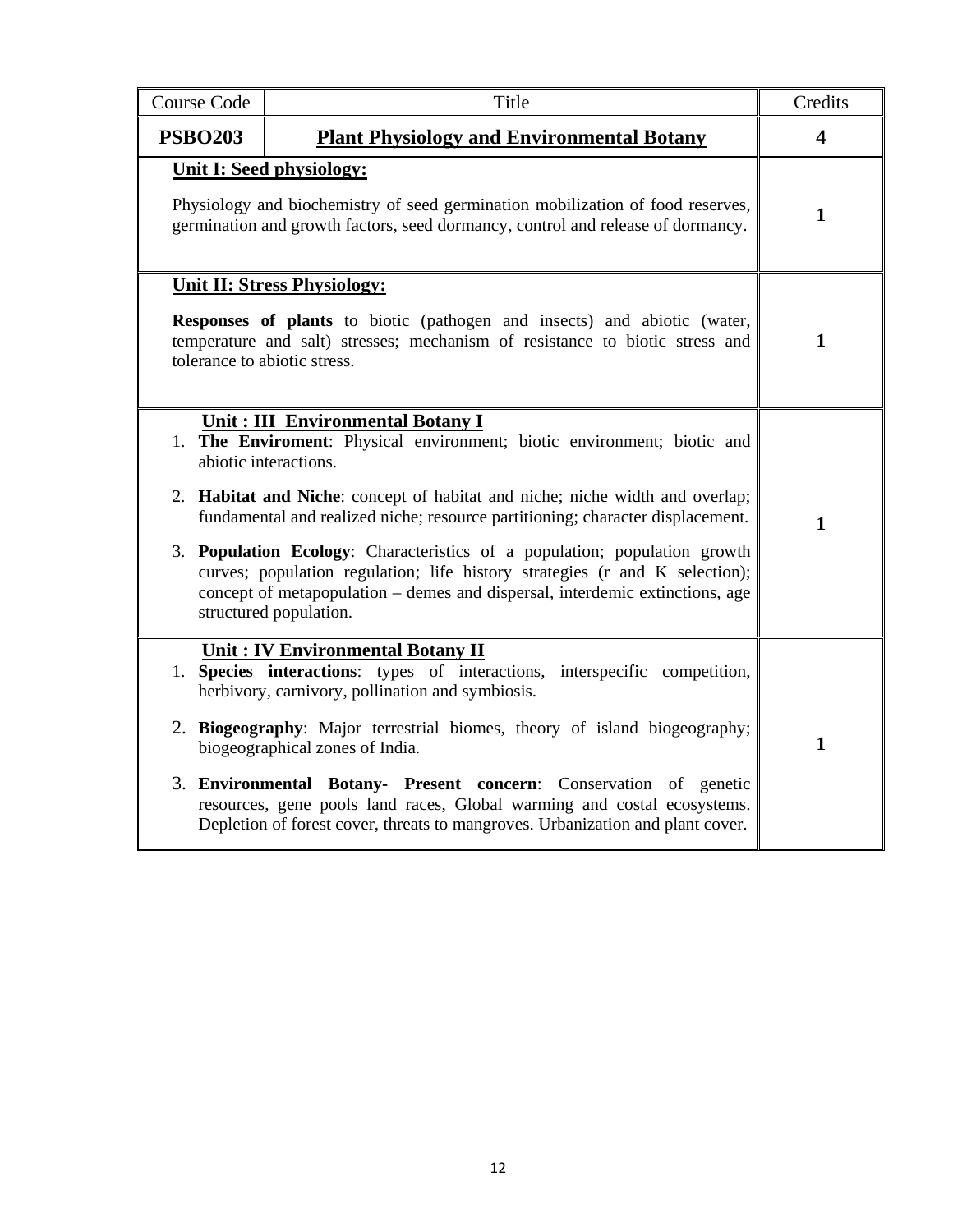| Course Code | Title | Credits |
|---|---|---|
| **PSBO203** | **Plant Physiology and Environmental Botany** | **4** |
| **Unit I: Seed physiology:**<br><br>Physiology and biochemistry of seed germination mobilization of food reserves, germination and growth factors, seed dormancy, control and release of dormancy. | | **1** |
| **Unit II: Stress Physiology:**<br><br>**Responses of plants** to biotic (pathogen and insects) and abiotic (water, temperature and salt) stresses; mechanism of resistance to biotic stress and tolerance to abiotic stress. | | **1** |
| **Unit : III Environmental Botany I**<br>1. **The Enviroment**: Physical environment; biotic environment; biotic and abiotic interactions.<br>2. **Habitat and Niche**: concept of habitat and niche; niche width and overlap; fundamental and realized niche; resource partitioning; character displacement.<br>3. **Population Ecology**: Characteristics of a population; population growth curves; population regulation; life history strategies (r and K selection); concept of metapopulation – demes and dispersal, interdemic extinctions, age structured population. | | **1** |
| **Unit : IV Environmental Botany II**<br>1. **Species interactions**: types of interactions, interspecific competition, herbivory, carnivory, pollination and symbiosis.<br>2. **Biogeography**: Major terrestrial biomes, theory of island biogeography; biogeographical zones of India.<br>3. **Environmental Botany- Present concern**: Conservation of genetic resources, gene pools land races, Global warming and costal ecosystems. Depletion of forest cover, threats to mangroves. Urbanization and plant cover. | | **1** |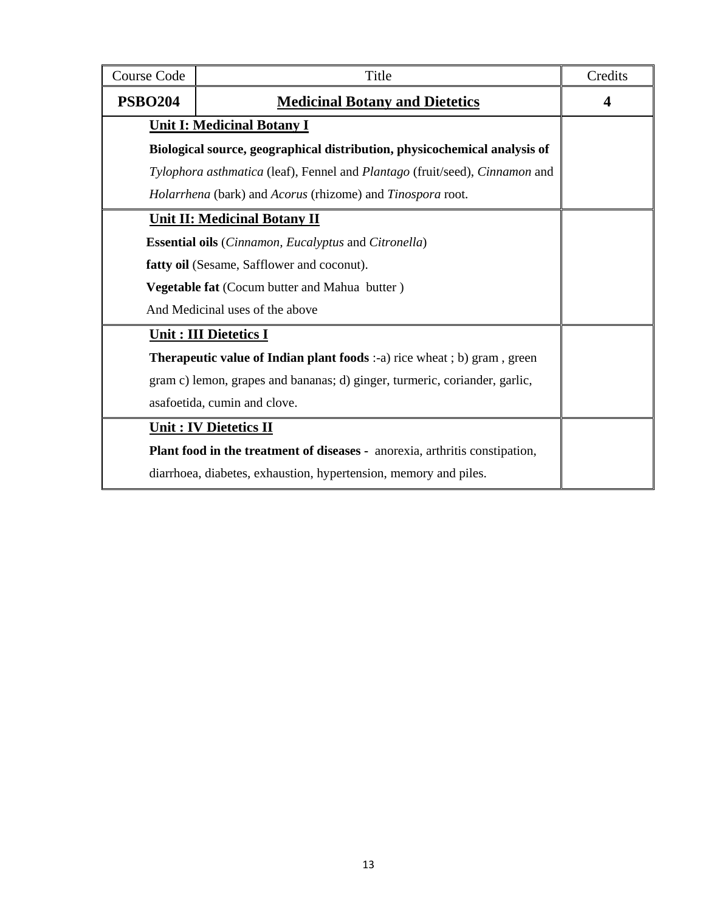| Course Code | Title | Credits |
|---|---|---|
| **PSBO204** | **Medicinal Botany and Dietetics** | **4** |
| **Unit I: Medicinal Botany I**<br>**Biological source, geographical distribution, physicochemical analysis of** *Tylophora asthmatica* (leaf), Fennel and *Plantago* (fruit/seed), *Cinnamon* and *Holarrhena* (bark) and *Acorus* (rhizome) and *Tinospora* root. | | |
| **Unit II: Medicinal Botany II**<br>**Essential oils** (*Cinnamon*, *Eucalyptus* and *Citronella*)<br>**fatty oil** (Sesame, Safflower and coconut).<br>**Vegetable fat** (Cocum butter and Mahua butter )<br>And Medicinal uses of the above | | |
| **Unit : III Dietetics I**<br>**Therapeutic value of Indian plant foods** :-a) rice wheat ; b) gram , green gram c) lemon, grapes and bananas; d) ginger, turmeric, coriander, garlic, asafoetida, cumin and clove. | | |
| **Unit : IV Dietetics II**<br>**Plant food in the treatment of diseases -** anorexia, arthritis constipation, diarrhoea, diabetes, exhaustion, hypertension, memory and piles. | | |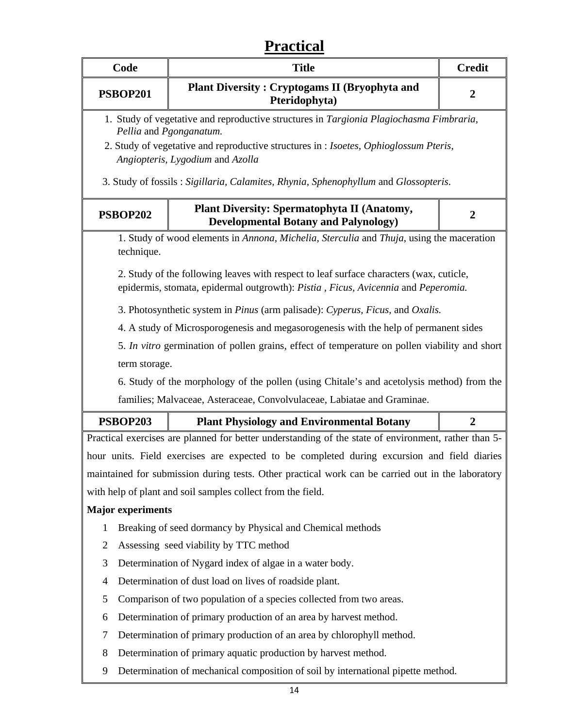# Practical

| Code | Title | Credit |
|---|---|---|
| **PSBOP201** | **Plant Diversity : Cryptogams II (Bryophyta and Pteridophyta)** | **2** |

1. Study of vegetative and reproductive structures in *Targionia Plagiochasma Fimbraria, Pellia* and *Pgonganatum.*
2. Study of vegetative and reproductive structures in : *Isoetes, Ophioglossum Pteris, Angiopteris, Lygodium* and *Azolla*
3. Study of fossils : *Sigillaria, Calamites, Rhynia, Sphenophyllum* and *Glossopteris*.

| Code | Title | Credit |
|---|---|---|
| **PSBOP202** | **Plant Diversity: Spermatophyta II (Anatomy, Developmental Botany and Palynology)** | **2** |

1. Study of wood elements in *Annona, Michelia, Sterculia* and *Thuja*, using the maceration technique.

2. Study of the following leaves with respect to leaf surface characters (wax, cuticle, epidermis, stomata, epidermal outgrowth): *Pistia* , *Ficus, Avicennia* and *Peperomia.*

3. Photosynthetic system in *Pinus* (arm palisade): *Cyperus, Ficus,* and *Oxalis.*

4. A study of Microsporogenesis and megasorogenesis with the help of permanent sides

5. *In vitro* germination of pollen grains, effect of temperature on pollen viability and short term storage.

6. Study of the morphology of the pollen (using Chitale's and acetolysis method) from the families; Malvaceae, Asteraceae, Convolvulaceae, Labiatae and Graminae.

| Code | Title | Credit |
|---|---|---|
| **PSBOP203** | **Plant Physiology and Environmental Botany** | **2** |

Practical exercises are planned for better understanding of the state of environment, rather than 5-hour units. Field exercises are expected to be completed during excursion and field diaries maintained for submission during tests. Other practical work can be carried out in the laboratory with help of plant and soil samples collect from the field.

**Major experiments**

1. Breaking of seed dormancy by Physical and Chemical methods
2. Assessing seed viability by TTC method
3. Determination of Nygard index of algae in a water body.
4. Determination of dust load on lives of roadside plant.
5. Comparison of two population of a species collected from two areas.
6. Determination of primary production of an area by harvest method.
7. Determination of primary production of an area by chlorophyll method.
8. Determination of primary aquatic production by harvest method.
9. Determination of mechanical composition of soil by international pipette method.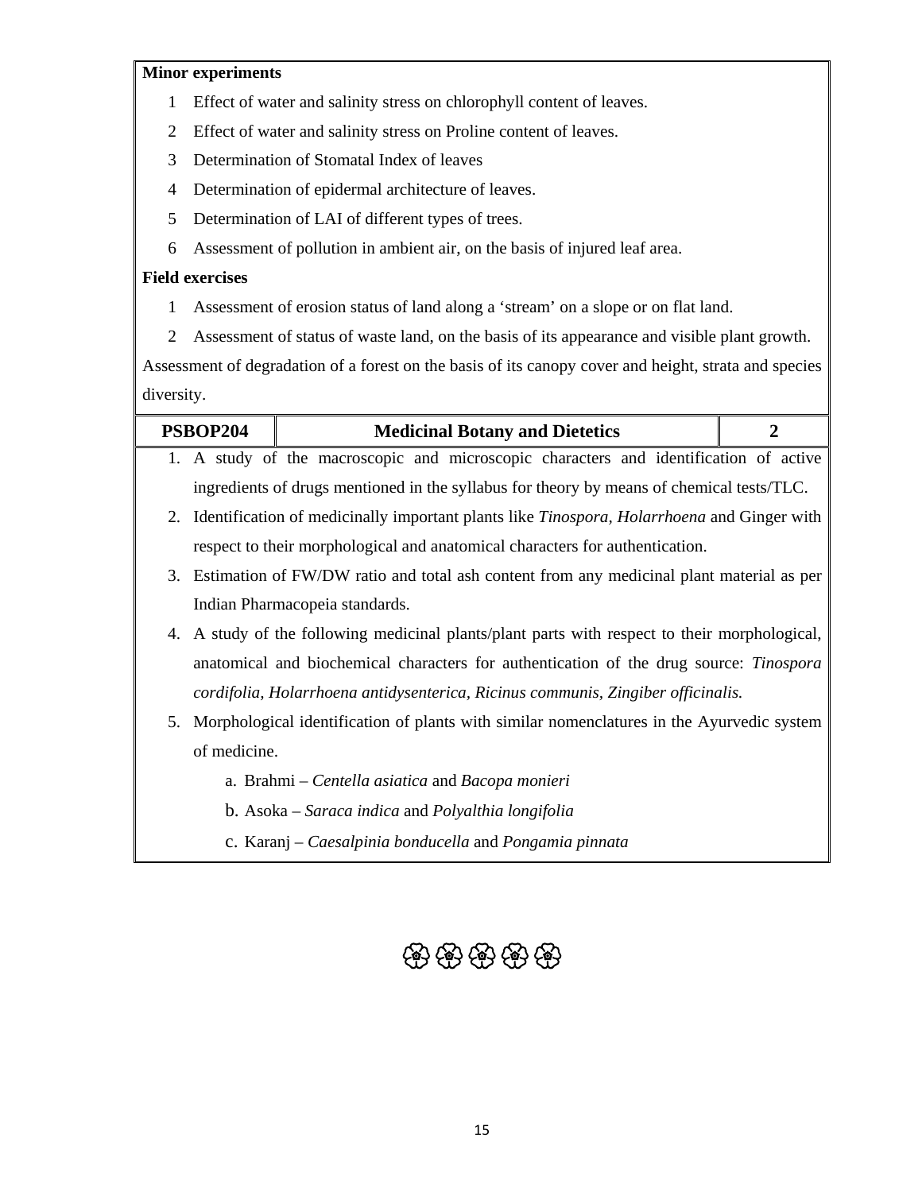**Minor experiments**

1. Effect of water and salinity stress on chlorophyll content of leaves.
2. Effect of water and salinity stress on Proline content of leaves.
3. Determination of Stomatal Index of leaves
4. Determination of epidermal architecture of leaves.
5. Determination of LAI of different types of trees.
6. Assessment of pollution in ambient air, on the basis of injured leaf area.

**Field exercises**

1. Assessment of erosion status of land along a 'stream' on a slope or on flat land.
2. Assessment of status of waste land, on the basis of its appearance and visible plant growth.

Assessment of degradation of a forest on the basis of its canopy cover and height, strata and species diversity.

| **PSBOP204** | **Medicinal Botany and Dietetics** | **2** |
|---|---|---|

1. A study of the macroscopic and microscopic characters and identification of active ingredients of drugs mentioned in the syllabus for theory by means of chemical tests/TLC.
2. Identification of medicinally important plants like *Tinospora*, *Holarrhoena* and Ginger with respect to their morphological and anatomical characters for authentication.
3. Estimation of FW/DW ratio and total ash content from any medicinal plant material as per Indian Pharmacopeia standards.
4. A study of the following medicinal plants/plant parts with respect to their morphological, anatomical and biochemical characters for authentication of the drug source: *Tinospora cordifolia, Holarrhoena antidysenterica, Ricinus communis, Zingiber officinalis.*
5. Morphological identification of plants with similar nomenclatures in the Ayurvedic system of medicine.
   a. Brahmi – *Centella asiatica* and *Bacopa monieri*
   b. Asoka – *Saraca indica* and *Polyalthia longifolia*
   c. Karanj – *Caesalpinia bonducella* and *Pongamia pinnata*

❀❀❀❀❀